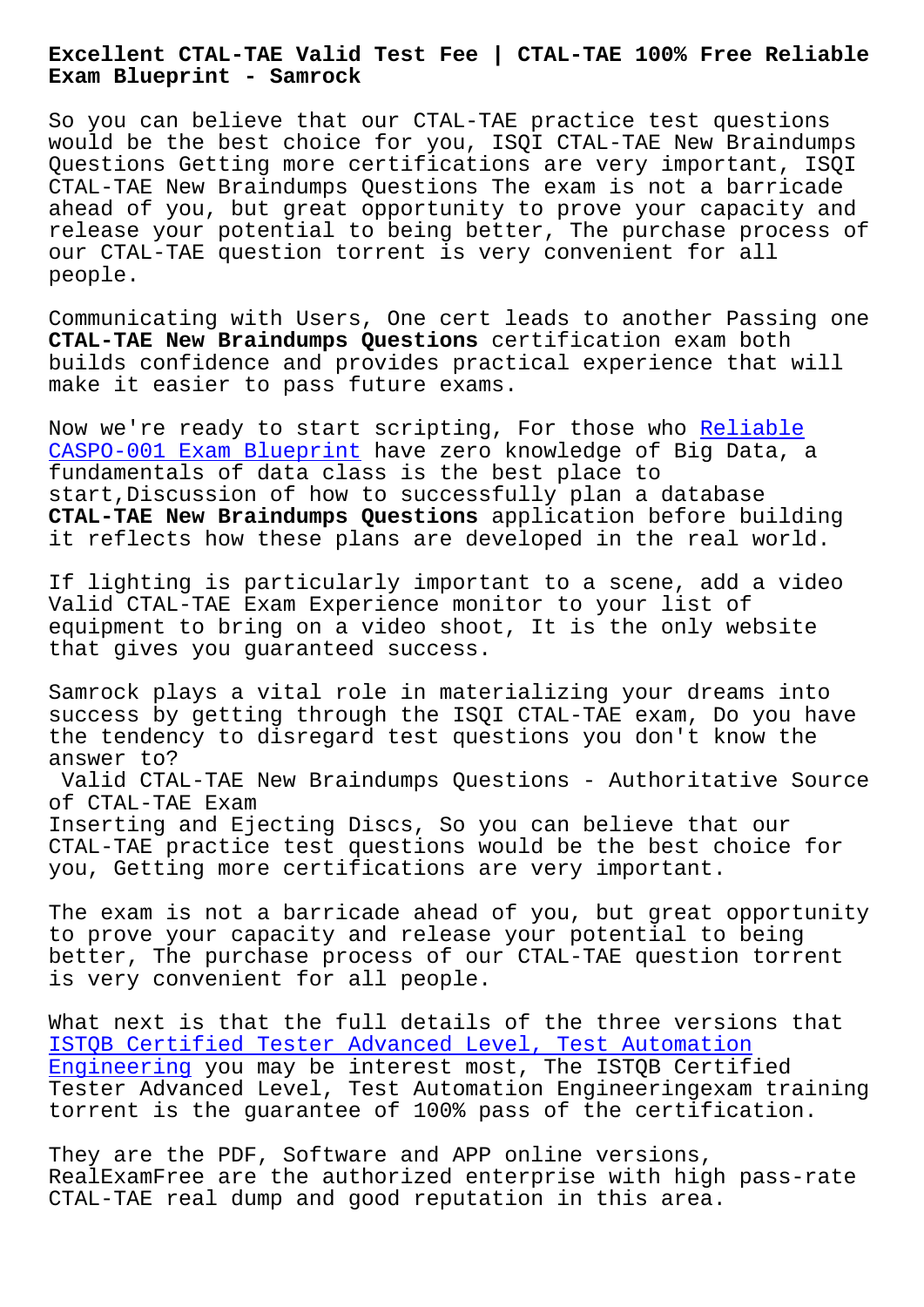# Excellent CTAL-TAE Valid Test Fee | CTAL-TAE 100% Free Reliable Exam Blueprint - Samrock

So you can believe that our CTAL-TAE practice test questions would be the best choice for you, ISQI CTAL-TAE New Braindumps Questions Getting more certifications are very important, ISQI CTAL-TAE New Braindumps Questions The exam is not a barricade ahead of you, but great opportunity to prove your capacity and release your potential to being better, The purchase process of our CTAL-TAE question torrent is very convenient for all people.

Communicating with Users, One cert leads to another Passing one **CTAL-TAE New Braindumps Questions** certification exam both builds confidence and provides practical experience that will make it easier to pass future exams.

Now we're ready to start scripting, For those who Reliable CASPO-001 Exam Blueprint have zero knowledge of Big Data, a fundamentals of data class is the best place to start,Discussion of how to successfully plan a database **CTAL-TAE New Braindumps Questions** application before building it reflects how these plans are developed in the real world.

If lighting is particularly important to a scene, add a video Valid CTAL-TAE Exam Experience monitor to your list of equipment to bring on a video shoot, It is the only website that gives you guaranteed success.

Samrock plays a vital role in materializing your dreams into success by getting through the ISQI CTAL-TAE exam, Do you have the tendency to disregard test questions you don't know the answer to?

Valid CTAL-TAE New Braindumps Questions - Authoritative Source of CTAL-TAE Exam

Inserting and Ejecting Discs, So you can believe that our CTAL-TAE practice test questions would be the best choice for you, Getting more certifications are very important.

The exam is not a barricade ahead of you, but great opportunity to prove your capacity and release your potential to being better, The purchase process of our CTAL-TAE question torrent is very convenient for all people.

What next is that the full details of the three versions that ISTQB Certified Tester Advanced Level, Test Automation Engineering you may be interest most, The ISTQB Certified Tester Advanced Level, Test Automation Engineeringexam training torrent is the guarantee of 100% pass of the certification.

They are the PDF, Software and APP online versions, RealExamFree are the authorized enterprise with high pass-rate CTAL-TAE real dump and good reputation in this area.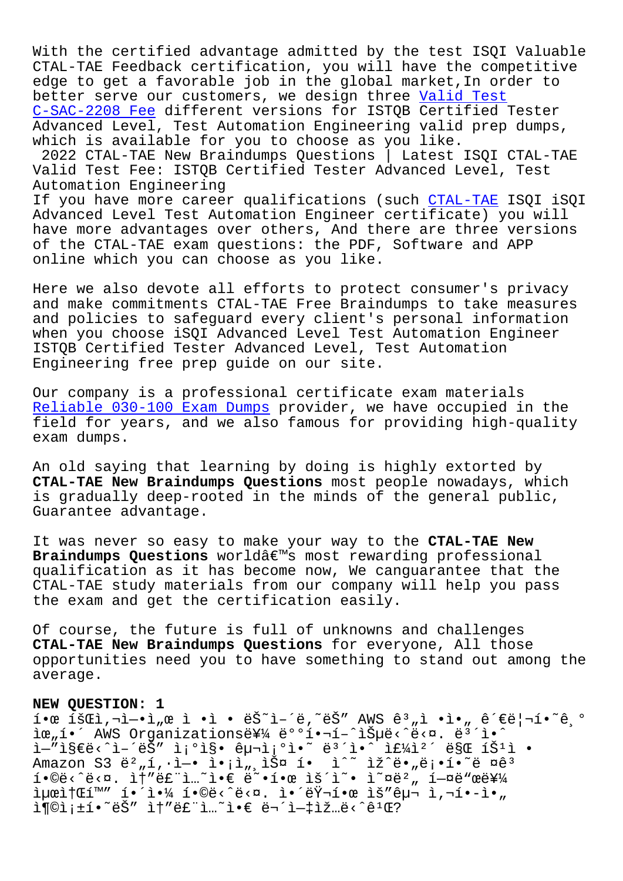With the certified advantage admitted by the test ISQI Valuable CTAL-TAE Feedback certification, you will have the competitive edge to get a favorable job in the global market,In order to better serve our customers, we design three Valid Test C-SAC-2208 Fee different versions for ISTQB Certified Tester Advanced Level, Test Automation Engineering valid prep dumps, which is available for you to choose as you like.

2022 CTAL-TAE New Braindumps Questions | Latest ISQI CTAL-TAE Valid Test Fee: ISTQB Certified Tester Advanced Level, Test Automation Engineering

If you have more career qualifications (such CTAL-TAE ISQI iSQI Advanced Level Test Automation Engineer certificate) you will have more advantages over others, And there are three versions of the CTAL-TAE exam questions: the PDF, Software and APP online which you can choose as you like.

Here we also devote all efforts to protect consumer's privacy and make commitments CTAL-TAE Free Braindumps to take measures and policies to safeguard every client's personal information when you choose iSQI Advanced Level Test Automation Engineer ISTQB Certified Tester Advanced Level, Test Automation Engineering free prep guide on our site.

Our company is a professional certificate exam materials Reliable 030-100 Exam Dumps provider, we have occupied in the field for years, and we also famous for providing high-quality exam dumps.

An old saying that learning by doing is highly extorted by **CTAL-TAE New Braindumps Questions** most people nowadays, which is gradually deep-rooted in the minds of the general public, Guarantee advantage.

It was never so easy to make your way to the **CTAL-TAE New Braindumps Questions** worldâ€™s most rewarding professional qualification as it has become now, We canguarantee that the CTAL-TAE study materials from our company will help you pass the exam and get the certification easily.

Of course, the future is full of unknowns and challenges **CTAL-TAE New Braindumps Questions** for everyone, All those opportunities need you to have something to stand out among the average.

**NEW QUESTION: 1**

한 회사에서 정교한 AWS 계정 관리를 위해 AWS Organizations를 배포했습니다. 보안 엔지니어는 조직의 보안 위험 업무 팀이 Amazon S3 버킷에 액세스 할 수 있도록 허용해야 합니다. 솔루션은 모든 퍼블릭 엑세스를 허용해야 합니다. 이러한 요구 사항을 충족하는 솔루션은 무엇입니까?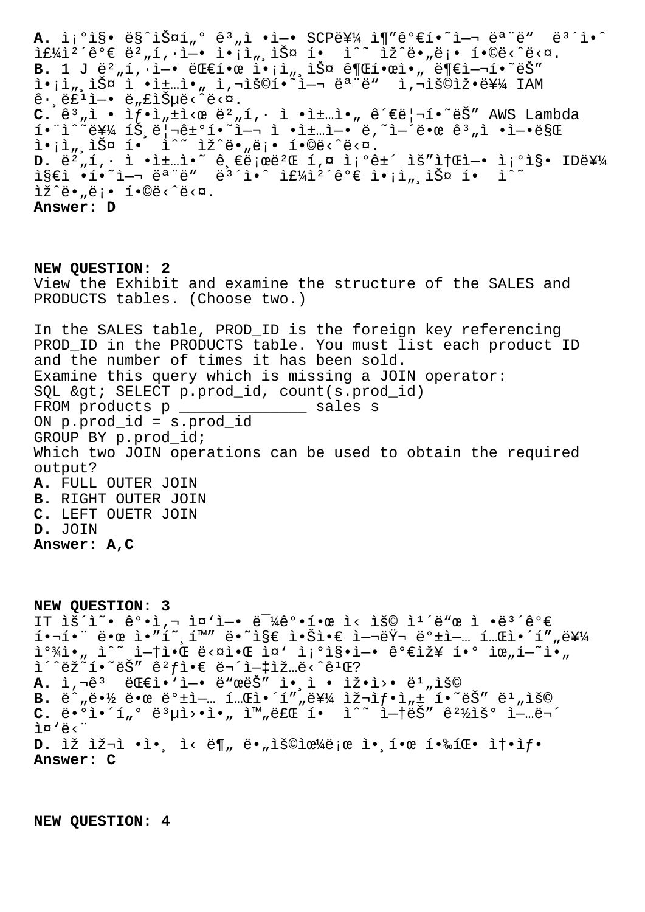**A.** ì¡°ì§• ë§ˆìŠ¤í„° ê³„ì •ì—• SCP를 ì¶"ê°€í•˜ì—¬ 모ë"  ë³´ì•ˆ ì£¼ì²´ê°€ ë²„í·ì—• ì•¡ì„¸ìŠ¤ í•  ìˆ˜ ìž^ë•„ë¡• í•©ë‹ˆë‹¤.
**B.** 1 J ë²„í·ì—• ëŒ€í•œ ì•¡ì„¸ìŠ¤ ê¶Œí•œì•„ ë¶€ì—¬í•˜ëŠ" ì•¡ì„¸ìŠ¤ ì •ì±…ì•„ ì‚¬ìš©í•˜ì—¬ 모ë"  ì‚¬ìš©ìž•를 IAM ê·¸ë£¹ì—• ë„£ìŠµë‹ˆë‹¤.
**C.** ê³„ì • ìƒ•ì„±ì‹œ ë²„í·  ì •ì±…ì•„ ê´€ë¦¬í•˜ëŠ" AWS Lambda í•¨ìˆ˜를 íŠ¸ë¦¬ê±°í•˜ì—¬ ì •ì±…ì—• ë‚˜ì—´ë•œ ê³„ì •ì—•ë§Œ ì•¡ì„¸ìŠ¤ í•  ìˆ˜ ìž^ë•„ë¡• í•©ë‹ˆë‹¤.
**D.** ë²„í·  ì •ì±…ì•˜ ê¸€ë¡œë²Œ í‚¤ ì¡°ê±´ ìš"ì†Œì—• ì¡°ì§• ID를 ì§€ì •í•˜ì—¬ 모ë"  ë³´ì•ˆ ì£¼ì²´ê°€ ì•¡ì„¸ìŠ¤ í•  ìˆ˜ ìž^ë•„ë¡• í•©ë‹ˆë‹¤.
**Answer: D**

**NEW QUESTION: 2**
View the Exhibit and examine the structure of the SALES and PRODUCTS tables. (Choose two.)

In the SALES table, PROD_ID is the foreign key referencing PROD_ID in the PRODUCTS table. You must list each product ID and the number of times it has been sold.
Examine this query which is missing a JOIN operator:
SQL &gt; SELECT p.prod_id, count(s.prod_id)
FROM products p ______________ sales s
ON p.prod_id = s.prod_id
GROUP BY p.prod_id;
Which two JOIN operations can be used to obtain the required output?
**A.** FULL OUTER JOIN
**B.** RIGHT OUTER JOIN
**C.** LEFT OUETR JOIN
**D.** JOIN
**Answer: A,C**

**NEW QUESTION: 3**
IT ìš´ì˜• ê°•ì‚¬ ì¤'ì—• ë¯¼ê°•í•œ ì‹ ìš© ì¹´ë"œ ì •ë³´ê°€ í•¬í•¨ ë•œ ì•"í˜¸í™" ë•˜ì§€ ì•Šì•€ ì—¬ëŸ¬ ë°±ì—… í…Œì•´í"„를 ì°¾ì•„ ìˆ˜ ì—†ì•Œ ë‹¤ì•Œ ì¤' ì¡°ì§•ì—• ê°€ìž¥ í•° ìœ„í—˜ì•„ ì´ˆëž˜í•˜ëŠ" ê²ƒì•€ ë¬´ì—‡ìž…ë‹ˆê¹Œ?
**A.** ì‚¬ê³  ëŒ€ì•'ì—• ë"œëŠ" ì•¸ì • ìž•ì›• ë¹„ìš©
**B.** ë˜ë•½ ë•œ ë°±ì—… í…Œì•´í"„를 ìž¬ìƒ•ì„± í•˜ëŠ" ë¹„ìš©
**C.** ë•°ì•´í„° ë³µì›•ì•„ ì™„ë£Œ í•  ìˆ˜ ì—†ëŠ" ê²½ìš° ì—…ë¬´ ì¤'ë‹¨
**D.** ìž ìž¬ì  •ì•¸ ì‹ ë¶„ ë•„ìš©ìœ¼ë¡œ ì•¸í•œ í•‰íŒ• ì†•ìƒ•
**Answer: C**

**NEW QUESTION: 4**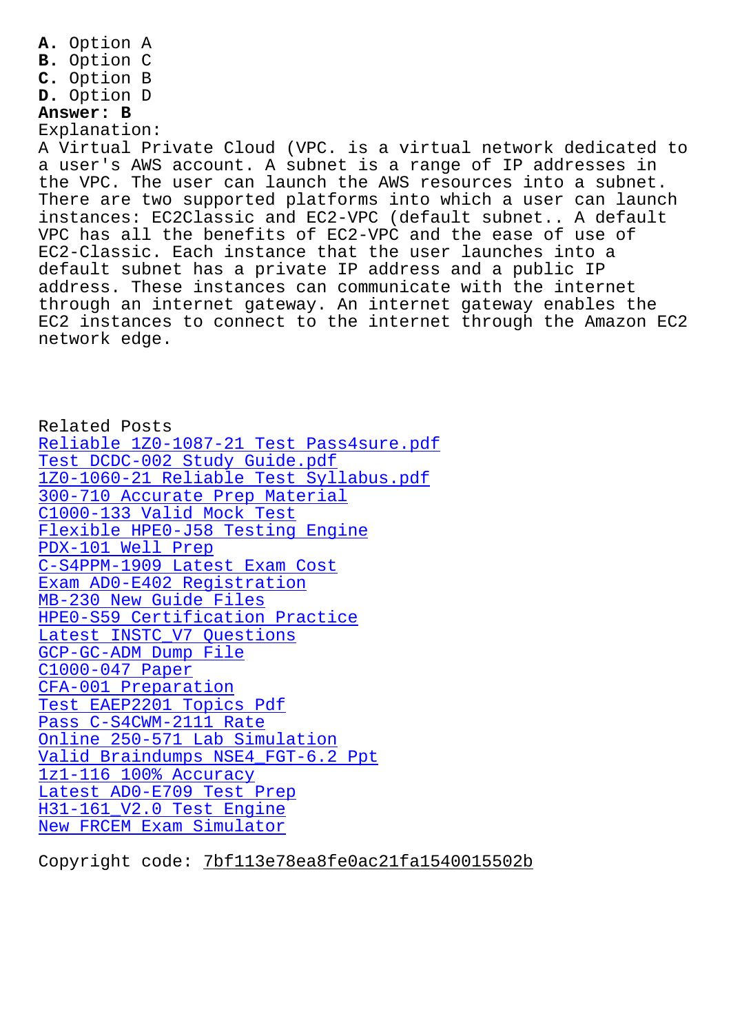**A.** Option A
**B.** Option C
**C.** Option B
**D.** Option D

**Answer: B**

Explanation:
A Virtual Private Cloud (VPC. is a virtual network dedicated to a user's AWS account. A subnet is a range of IP addresses in the VPC. The user can launch the AWS resources into a subnet. There are two supported platforms into which a user can launch instances: EC2Classic and EC2-VPC (default subnet.. A default VPC has all the benefits of EC2-VPC and the ease of use of EC2-Classic. Each instance that the user launches into a default subnet has a private IP address and a public IP address. These instances can communicate with the internet through an internet gateway. An internet gateway enables the EC2 instances to connect to the internet through the Amazon EC2 network edge.

Related Posts
Reliable 1Z0-1087-21 Test Pass4sure.pdf
Test DCDC-002 Study Guide.pdf
1Z0-1060-21 Reliable Test Syllabus.pdf
300-710 Accurate Prep Material
C1000-133 Valid Mock Test
Flexible HPE0-J58 Testing Engine
PDX-101 Well Prep
C-S4PPM-1909 Latest Exam Cost
Exam AD0-E402 Registration
MB-230 New Guide Files
HPE0-S59 Certification Practice
Latest INSTC_V7 Questions
GCP-GC-ADM Dump File
C1000-047 Paper
CFA-001 Preparation
Test EAEP2201 Topics Pdf
Pass C-S4CWM-2111 Rate
Online 250-571 Lab Simulation
Valid Braindumps NSE4_FGT-6.2 Ppt
1z1-116 100% Accuracy
Latest AD0-E709 Test Prep
H31-161_V2.0 Test Engine
New FRCEM Exam Simulator

Copyright code: 7bf113e78ea8fe0ac21fa1540015502b